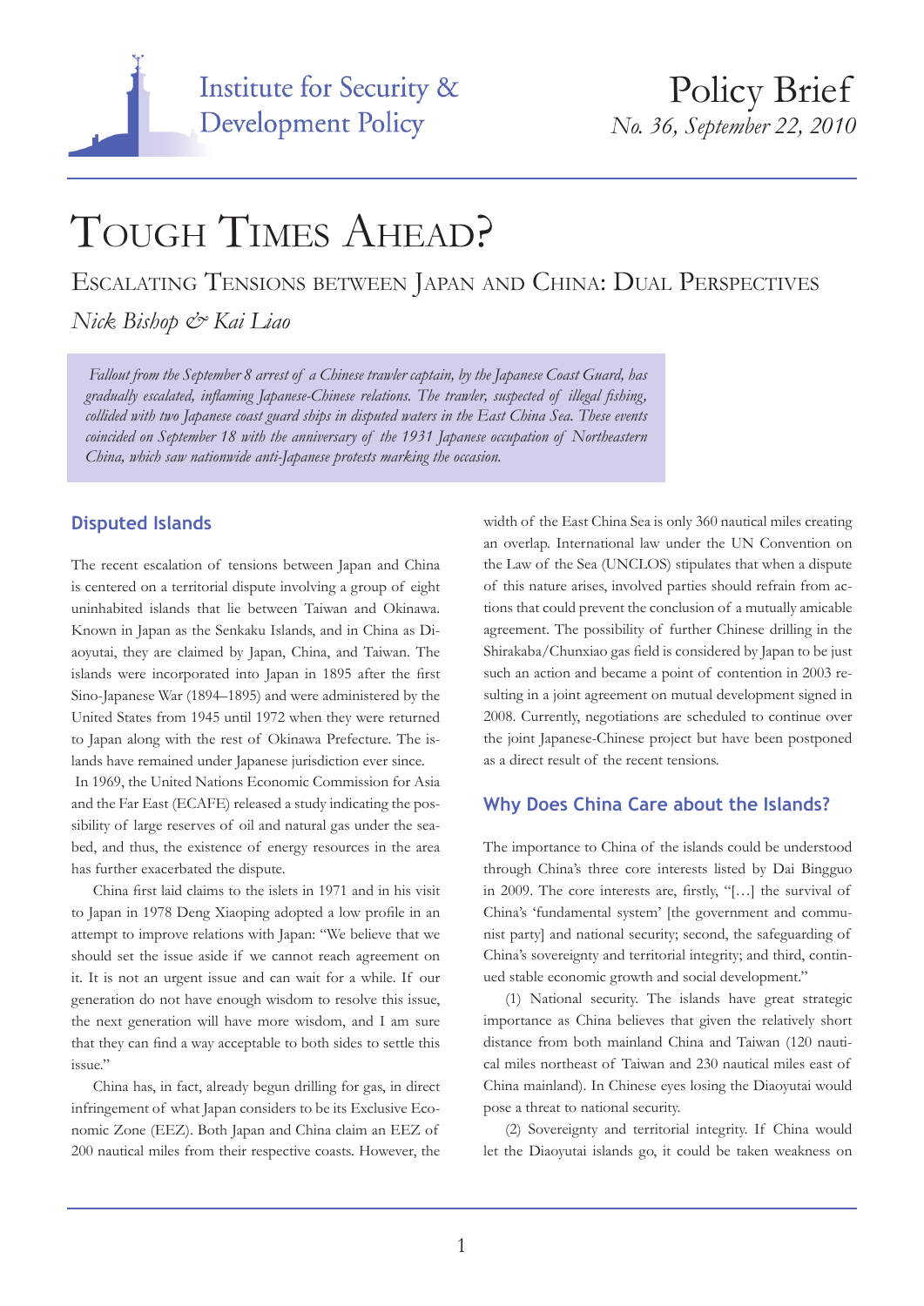Institute for Security & Development Policy

Policy Brief
*No. 36, September 22, 2010*

# Tough Times Ahead?

## Escalating Tensions between Japan and China: Dual Perspectives

*Nick Bishop & Kai Liao*

*Fallout from the September 8 arrest of a Chinese trawler captain, by the Japanese Coast Guard, has gradually escalated, inflaming Japanese-Chinese relations. The trawler, suspected of illegal fishing, collided with two Japanese coast guard ships in disputed waters in the East China Sea. These events coincided on September 18 with the anniversary of the 1931 Japanese occupation of Northeastern China, which saw nationwide anti-Japanese protests marking the occasion.*

### Disputed Islands

The recent escalation of tensions between Japan and China is centered on a territorial dispute involving a group of eight uninhabited islands that lie between Taiwan and Okinawa. Known in Japan as the Senkaku Islands, and in China as Diaoyutai, they are claimed by Japan, China, and Taiwan. The islands were incorporated into Japan in 1895 after the first Sino-Japanese War (1894–1895) and were administered by the United States from 1945 until 1972 when they were returned to Japan along with the rest of Okinawa Prefecture. The islands have remained under Japanese jurisdiction ever since.

In 1969, the United Nations Economic Commission for Asia and the Far East (ECAFE) released a study indicating the possibility of large reserves of oil and natural gas under the seabed, and thus, the existence of energy resources in the area has further exacerbated the dispute.

China first laid claims to the islets in 1971 and in his visit to Japan in 1978 Deng Xiaoping adopted a low profile in an attempt to improve relations with Japan: "We believe that we should set the issue aside if we cannot reach agreement on it. It is not an urgent issue and can wait for a while. If our generation do not have enough wisdom to resolve this issue, the next generation will have more wisdom, and I am sure that they can find a way acceptable to both sides to settle this issue."

China has, in fact, already begun drilling for gas, in direct infringement of what Japan considers to be its Exclusive Economic Zone (EEZ). Both Japan and China claim an EEZ of 200 nautical miles from their respective coasts. However, the width of the East China Sea is only 360 nautical miles creating an overlap. International law under the UN Convention on the Law of the Sea (UNCLOS) stipulates that when a dispute of this nature arises, involved parties should refrain from actions that could prevent the conclusion of a mutually amicable agreement. The possibility of further Chinese drilling in the Shirakaba/Chunxiao gas field is considered by Japan to be just such an action and became a point of contention in 2003 resulting in a joint agreement on mutual development signed in 2008. Currently, negotiations are scheduled to continue over the joint Japanese-Chinese project but have been postponed as a direct result of the recent tensions.

### Why Does China Care about the Islands?

The importance to China of the islands could be understood through China's three core interests listed by Dai Bingguo in 2009. The core interests are, firstly, "[…] the survival of China's 'fundamental system' [the government and communist party] and national security; second, the safeguarding of China's sovereignty and territorial integrity; and third, continued stable economic growth and social development."

(1) National security. The islands have great strategic importance as China believes that given the relatively short distance from both mainland China and Taiwan (120 nautical miles northeast of Taiwan and 230 nautical miles east of China mainland). In Chinese eyes losing the Diaoyutai would pose a threat to national security.

(2) Sovereignty and territorial integrity. If China would let the Diaoyutai islands go, it could be taken weakness on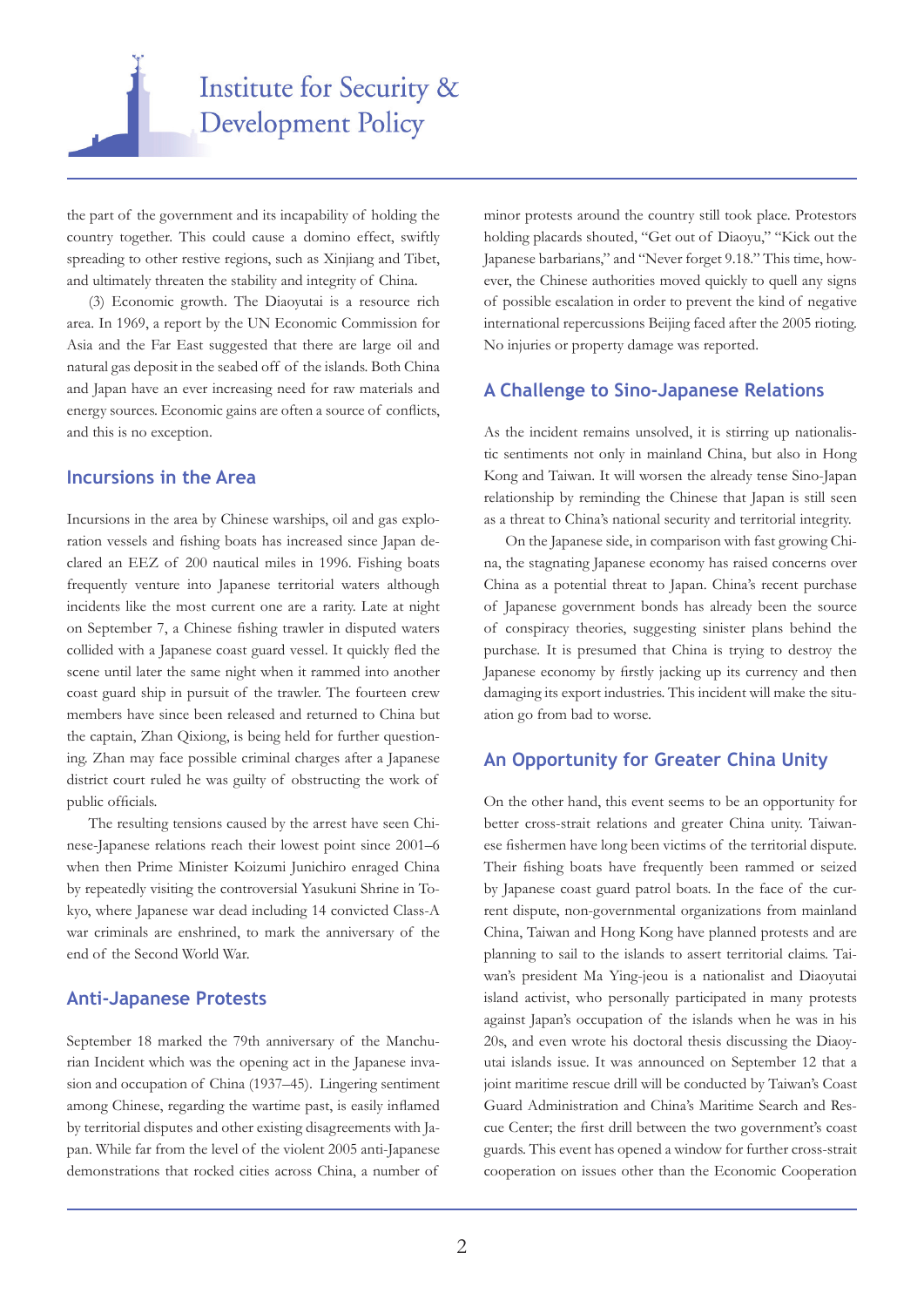the part of the government and its incapability of holding the country together. This could cause a domino effect, swiftly spreading to other restive regions, such as Xinjiang and Tibet, and ultimately threaten the stability and integrity of China.

(3) Economic growth. The Diaoyutai is a resource rich area. In 1969, a report by the UN Economic Commission for Asia and the Far East suggested that there are large oil and natural gas deposit in the seabed off of the islands. Both China and Japan have an ever increasing need for raw materials and energy sources. Economic gains are often a source of conflicts, and this is no exception.

## Incursions in the Area

Incursions in the area by Chinese warships, oil and gas exploration vessels and fishing boats has increased since Japan declared an EEZ of 200 nautical miles in 1996. Fishing boats frequently venture into Japanese territorial waters although incidents like the most current one are a rarity. Late at night on September 7, a Chinese fishing trawler in disputed waters collided with a Japanese coast guard vessel. It quickly fled the scene until later the same night when it rammed into another coast guard ship in pursuit of the trawler. The fourteen crew members have since been released and returned to China but the captain, Zhan Qixiong, is being held for further questioning. Zhan may face possible criminal charges after a Japanese district court ruled he was guilty of obstructing the work of public officials.

The resulting tensions caused by the arrest have seen Chinese-Japanese relations reach their lowest point since 2001–6 when then Prime Minister Koizumi Junichiro enraged China by repeatedly visiting the controversial Yasukuni Shrine in Tokyo, where Japanese war dead including 14 convicted Class-A war criminals are enshrined, to mark the anniversary of the end of the Second World War.

## Anti-Japanese Protests

September 18 marked the 79th anniversary of the Manchurian Incident which was the opening act in the Japanese invasion and occupation of China (1937–45). Lingering sentiment among Chinese, regarding the wartime past, is easily inflamed by territorial disputes and other existing disagreements with Japan. While far from the level of the violent 2005 anti-Japanese demonstrations that rocked cities across China, a number of minor protests around the country still took place. Protestors holding placards shouted, "Get out of Diaoyu," "Kick out the Japanese barbarians," and "Never forget 9.18." This time, however, the Chinese authorities moved quickly to quell any signs of possible escalation in order to prevent the kind of negative international repercussions Beijing faced after the 2005 rioting. No injuries or property damage was reported.

## A Challenge to Sino-Japanese Relations

As the incident remains unsolved, it is stirring up nationalistic sentiments not only in mainland China, but also in Hong Kong and Taiwan. It will worsen the already tense Sino-Japan relationship by reminding the Chinese that Japan is still seen as a threat to China's national security and territorial integrity.

On the Japanese side, in comparison with fast growing China, the stagnating Japanese economy has raised concerns over China as a potential threat to Japan. China's recent purchase of Japanese government bonds has already been the source of conspiracy theories, suggesting sinister plans behind the purchase. It is presumed that China is trying to destroy the Japanese economy by firstly jacking up its currency and then damaging its export industries. This incident will make the situation go from bad to worse.

## An Opportunity for Greater China Unity

On the other hand, this event seems to be an opportunity for better cross-strait relations and greater China unity. Taiwanese fishermen have long been victims of the territorial dispute. Their fishing boats have frequently been rammed or seized by Japanese coast guard patrol boats. In the face of the current dispute, non-governmental organizations from mainland China, Taiwan and Hong Kong have planned protests and are planning to sail to the islands to assert territorial claims. Taiwan's president Ma Ying-jeou is a nationalist and Diaoyutai island activist, who personally participated in many protests against Japan's occupation of the islands when he was in his 20s, and even wrote his doctoral thesis discussing the Diaoyutai islands issue. It was announced on September 12 that a joint maritime rescue drill will be conducted by Taiwan's Coast Guard Administration and China's Maritime Search and Rescue Center; the first drill between the two government's coast guards. This event has opened a window for further cross-strait cooperation on issues other than the Economic Cooperation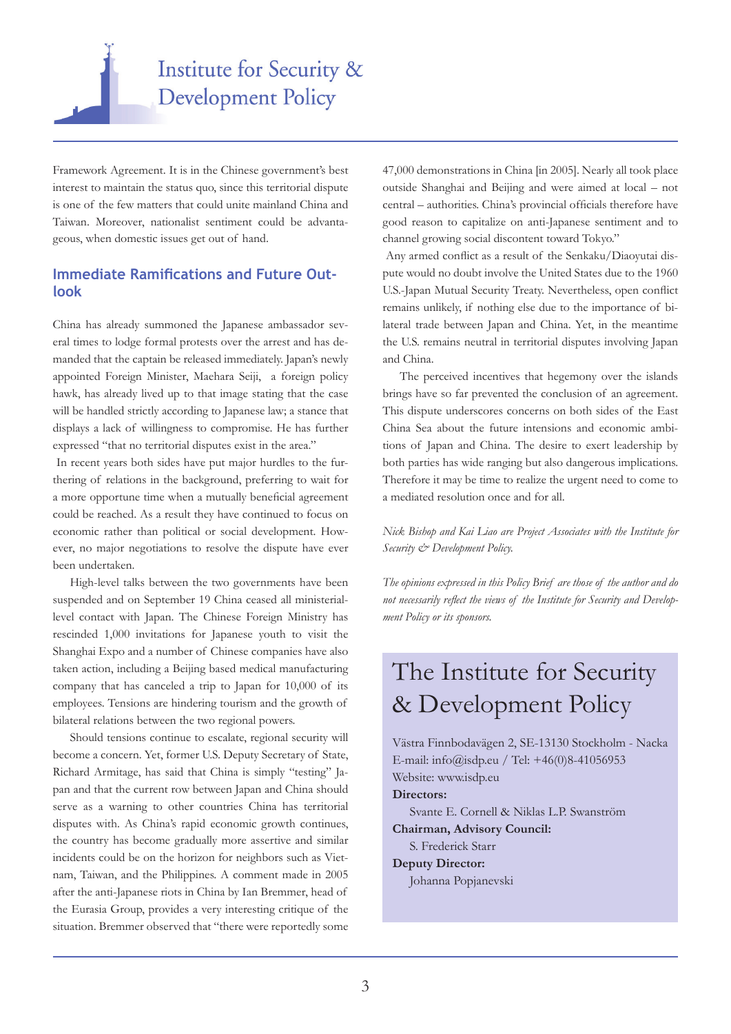Framework Agreement. It is in the Chinese government's best interest to maintain the status quo, since this territorial dispute is one of the few matters that could unite mainland China and Taiwan. Moreover, nationalist sentiment could be advantageous, when domestic issues get out of hand.

## Immediate Ramifications and Future Outlook

China has already summoned the Japanese ambassador several times to lodge formal protests over the arrest and has demanded that the captain be released immediately. Japan's newly appointed Foreign Minister, Maehara Seiji, a foreign policy hawk, has already lived up to that image stating that the case will be handled strictly according to Japanese law; a stance that displays a lack of willingness to compromise. He has further expressed "that no territorial disputes exist in the area."

In recent years both sides have put major hurdles to the furthering of relations in the background, preferring to wait for a more opportune time when a mutually beneficial agreement could be reached. As a result they have continued to focus on economic rather than political or social development. However, no major negotiations to resolve the dispute have ever been undertaken.

High-level talks between the two governments have been suspended and on September 19 China ceased all ministerial-level contact with Japan. The Chinese Foreign Ministry has rescinded 1,000 invitations for Japanese youth to visit the Shanghai Expo and a number of Chinese companies have also taken action, including a Beijing based medical manufacturing company that has canceled a trip to Japan for 10,000 of its employees. Tensions are hindering tourism and the growth of bilateral relations between the two regional powers.

Should tensions continue to escalate, regional security will become a concern. Yet, former U.S. Deputy Secretary of State, Richard Armitage, has said that China is simply "testing" Japan and that the current row between Japan and China should serve as a warning to other countries China has territorial disputes with. As China's rapid economic growth continues, the country has become gradually more assertive and similar incidents could be on the horizon for neighbors such as Vietnam, Taiwan, and the Philippines. A comment made in 2005 after the anti-Japanese riots in China by Ian Bremmer, head of the Eurasia Group, provides a very interesting critique of the situation. Bremmer observed that "there were reportedly some 47,000 demonstrations in China [in 2005]. Nearly all took place outside Shanghai and Beijing and were aimed at local – not central – authorities. China's provincial officials therefore have good reason to capitalize on anti-Japanese sentiment and to channel growing social discontent toward Tokyo."

Any armed conflict as a result of the Senkaku/Diaoyutai dispute would no doubt involve the United States due to the 1960 U.S.-Japan Mutual Security Treaty. Nevertheless, open conflict remains unlikely, if nothing else due to the importance of bilateral trade between Japan and China. Yet, in the meantime the U.S. remains neutral in territorial disputes involving Japan and China.

The perceived incentives that hegemony over the islands brings have so far prevented the conclusion of an agreement. This dispute underscores concerns on both sides of the East China Sea about the future intensions and economic ambitions of Japan and China. The desire to exert leadership by both parties has wide ranging but also dangerous implications. Therefore it may be time to realize the urgent need to come to a mediated resolution once and for all.

*Nick Bishop and Kai Liao are Project Associates with the Institute for Security & Development Policy.*

*The opinions expressed in this Policy Brief are those of the author and do not necessarily reflect the views of the Institute for Security and Development Policy or its sponsors.*

## The Institute for Security & Development Policy

Västra Finnbodavägen 2, SE-13130 Stockholm - Nacka
E-mail: info@isdp.eu / Tel: +46(0)8-41056953
Website: www.isdp.eu

**Directors:**
Svante E. Cornell & Niklas L.P. Swanström

**Chairman, Advisory Council:**
S. Frederick Starr

**Deputy Director:**
Johanna Popjanevski